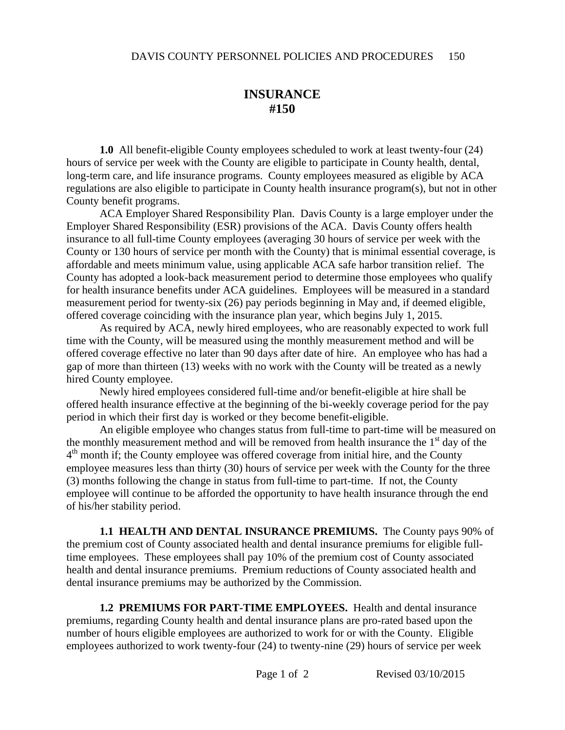# INSURANCE
# #150

**1.0** All benefit-eligible County employees scheduled to work at least twenty-four (24) hours of service per week with the County are eligible to participate in County health, dental, long-term care, and life insurance programs. County employees measured as eligible by ACA regulations are also eligible to participate in County health insurance program(s), but not in other County benefit programs.

ACA Employer Shared Responsibility Plan. Davis County is a large employer under the Employer Shared Responsibility (ESR) provisions of the ACA. Davis County offers health insurance to all full-time County employees (averaging 30 hours of service per week with the County or 130 hours of service per month with the County) that is minimal essential coverage, is affordable and meets minimum value, using applicable ACA safe harbor transition relief. The County has adopted a look-back measurement period to determine those employees who qualify for health insurance benefits under ACA guidelines. Employees will be measured in a standard measurement period for twenty-six (26) pay periods beginning in May and, if deemed eligible, offered coverage coinciding with the insurance plan year, which begins July 1, 2015.

As required by ACA, newly hired employees, who are reasonably expected to work full time with the County, will be measured using the monthly measurement method and will be offered coverage effective no later than 90 days after date of hire. An employee who has had a gap of more than thirteen (13) weeks with no work with the County will be treated as a newly hired County employee.

Newly hired employees considered full-time and/or benefit-eligible at hire shall be offered health insurance effective at the beginning of the bi-weekly coverage period for the pay period in which their first day is worked or they become benefit-eligible.

An eligible employee who changes status from full-time to part-time will be measured on the monthly measurement method and will be removed from health insurance the 1st day of the 4th month if; the County employee was offered coverage from initial hire, and the County employee measures less than thirty (30) hours of service per week with the County for the three (3) months following the change in status from full-time to part-time. If not, the County employee will continue to be afforded the opportunity to have health insurance through the end of his/her stability period.

**1.1 HEALTH AND DENTAL INSURANCE PREMIUMS.** The County pays 90% of the premium cost of County associated health and dental insurance premiums for eligible full-time employees. These employees shall pay 10% of the premium cost of County associated health and dental insurance premiums. Premium reductions of County associated health and dental insurance premiums may be authorized by the Commission.

**1.2 PREMIUMS FOR PART-TIME EMPLOYEES.** Health and dental insurance premiums, regarding County health and dental insurance plans are pro-rated based upon the number of hours eligible employees are authorized to work for or with the County. Eligible employees authorized to work twenty-four (24) to twenty-nine (29) hours of service per week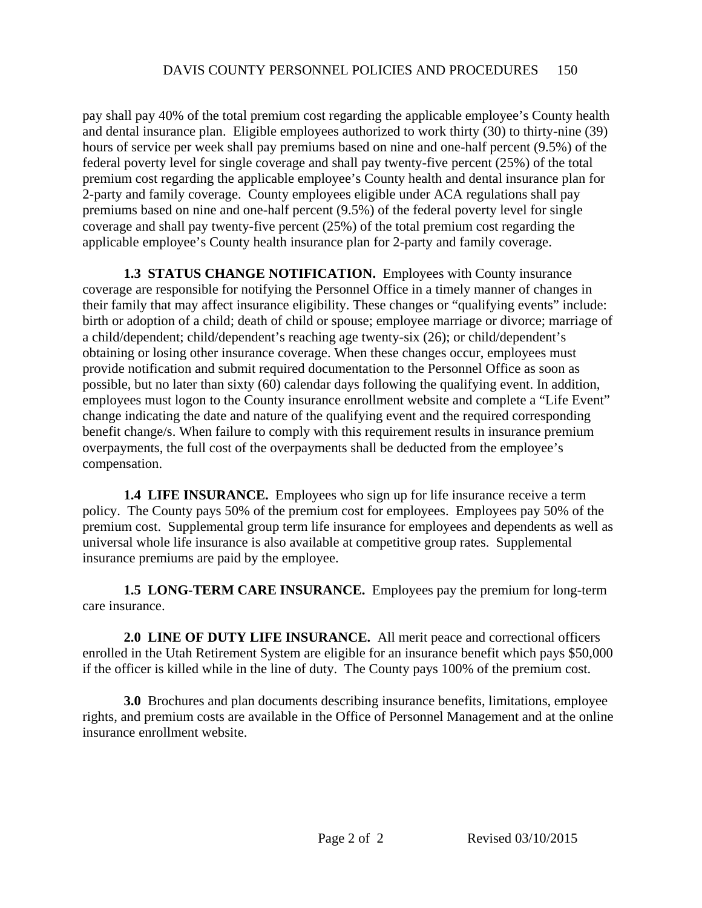pay shall pay 40% of the total premium cost regarding the applicable employee's County health and dental insurance plan. Eligible employees authorized to work thirty (30) to thirty-nine (39) hours of service per week shall pay premiums based on nine and one-half percent (9.5%) of the federal poverty level for single coverage and shall pay twenty-five percent (25%) of the total premium cost regarding the applicable employee's County health and dental insurance plan for 2-party and family coverage. County employees eligible under ACA regulations shall pay premiums based on nine and one-half percent (9.5%) of the federal poverty level for single coverage and shall pay twenty-five percent (25%) of the total premium cost regarding the applicable employee's County health insurance plan for 2-party and family coverage.

**1.3 STATUS CHANGE NOTIFICATION.** Employees with County insurance coverage are responsible for notifying the Personnel Office in a timely manner of changes in their family that may affect insurance eligibility. These changes or "qualifying events" include: birth or adoption of a child; death of child or spouse; employee marriage or divorce; marriage of a child/dependent; child/dependent's reaching age twenty-six (26); or child/dependent's obtaining or losing other insurance coverage. When these changes occur, employees must provide notification and submit required documentation to the Personnel Office as soon as possible, but no later than sixty (60) calendar days following the qualifying event. In addition, employees must logon to the County insurance enrollment website and complete a "Life Event" change indicating the date and nature of the qualifying event and the required corresponding benefit change/s. When failure to comply with this requirement results in insurance premium overpayments, the full cost of the overpayments shall be deducted from the employee's compensation.

**1.4 LIFE INSURANCE.** Employees who sign up for life insurance receive a term policy. The County pays 50% of the premium cost for employees. Employees pay 50% of the premium cost. Supplemental group term life insurance for employees and dependents as well as universal whole life insurance is also available at competitive group rates. Supplemental insurance premiums are paid by the employee.

**1.5 LONG-TERM CARE INSURANCE.** Employees pay the premium for long-term care insurance.

**2.0 LINE OF DUTY LIFE INSURANCE.** All merit peace and correctional officers enrolled in the Utah Retirement System are eligible for an insurance benefit which pays $50,000 if the officer is killed while in the line of duty. The County pays 100% of the premium cost.

**3.0** Brochures and plan documents describing insurance benefits, limitations, employee rights, and premium costs are available in the Office of Personnel Management and at the online insurance enrollment website.

Revised 03/10/2015